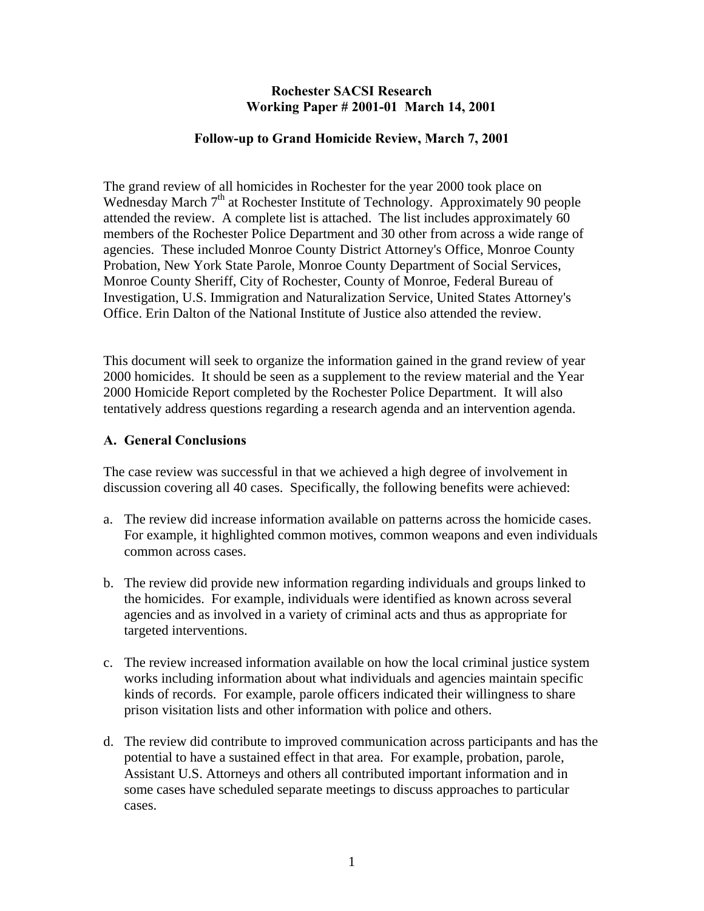**Rochester SACSI Research**
**Working Paper # 2001-01 March 14, 2001**

**Follow-up to Grand Homicide Review, March 7, 2001**

The grand review of all homicides in Rochester for the year 2000 took place on Wednesday March 7th at Rochester Institute of Technology. Approximately 90 people attended the review. A complete list is attached. The list includes approximately 60 members of the Rochester Police Department and 30 other from across a wide range of agencies. These included Monroe County District Attorney's Office, Monroe County Probation, New York State Parole, Monroe County Department of Social Services, Monroe County Sheriff, City of Rochester, County of Monroe, Federal Bureau of Investigation, U.S. Immigration and Naturalization Service, United States Attorney's Office. Erin Dalton of the National Institute of Justice also attended the review.

This document will seek to organize the information gained in the grand review of year 2000 homicides. It should be seen as a supplement to the review material and the Year 2000 Homicide Report completed by the Rochester Police Department. It will also tentatively address questions regarding a research agenda and an intervention agenda.

## A. General Conclusions

The case review was successful in that we achieved a high degree of involvement in discussion covering all 40 cases. Specifically, the following benefits were achieved:

a. The review did increase information available on patterns across the homicide cases. For example, it highlighted common motives, common weapons and even individuals common across cases.

b. The review did provide new information regarding individuals and groups linked to the homicides. For example, individuals were identified as known across several agencies and as involved in a variety of criminal acts and thus as appropriate for targeted interventions.

c. The review increased information available on how the local criminal justice system works including information about what individuals and agencies maintain specific kinds of records. For example, parole officers indicated their willingness to share prison visitation lists and other information with police and others.

d. The review did contribute to improved communication across participants and has the potential to have a sustained effect in that area. For example, probation, parole, Assistant U.S. Attorneys and others all contributed important information and in some cases have scheduled separate meetings to discuss approaches to particular cases.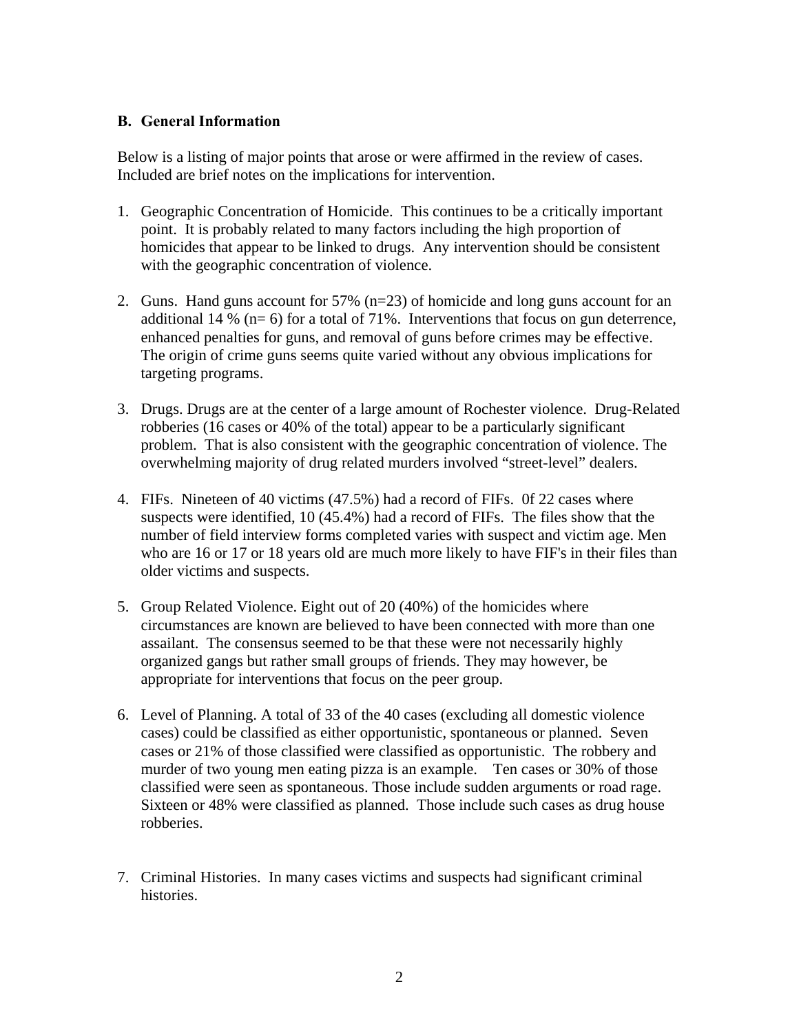## B. General Information

Below is a listing of major points that arose or were affirmed in the review of cases. Included are brief notes on the implications for intervention.

1. Geographic Concentration of Homicide. This continues to be a critically important point. It is probably related to many factors including the high proportion of homicides that appear to be linked to drugs. Any intervention should be consistent with the geographic concentration of violence.

2. Guns. Hand guns account for 57% (n=23) of homicide and long guns account for an additional 14 % (n= 6) for a total of 71%. Interventions that focus on gun deterrence, enhanced penalties for guns, and removal of guns before crimes may be effective. The origin of crime guns seems quite varied without any obvious implications for targeting programs.

3. Drugs. Drugs are at the center of a large amount of Rochester violence. Drug-Related robberies (16 cases or 40% of the total) appear to be a particularly significant problem. That is also consistent with the geographic concentration of violence. The overwhelming majority of drug related murders involved "street-level" dealers.

4. FIFs. Nineteen of 40 victims (47.5%) had a record of FIFs. 0f 22 cases where suspects were identified, 10 (45.4%) had a record of FIFs. The files show that the number of field interview forms completed varies with suspect and victim age. Men who are 16 or 17 or 18 years old are much more likely to have FIF's in their files than older victims and suspects.

5. Group Related Violence. Eight out of 20 (40%) of the homicides where circumstances are known are believed to have been connected with more than one assailant. The consensus seemed to be that these were not necessarily highly organized gangs but rather small groups of friends. They may however, be appropriate for interventions that focus on the peer group.

6. Level of Planning. A total of 33 of the 40 cases (excluding all domestic violence cases) could be classified as either opportunistic, spontaneous or planned. Seven cases or 21% of those classified were classified as opportunistic. The robbery and murder of two young men eating pizza is an example. Ten cases or 30% of those classified were seen as spontaneous. Those include sudden arguments or road rage. Sixteen or 48% were classified as planned. Those include such cases as drug house robberies.

7. Criminal Histories. In many cases victims and suspects had significant criminal histories.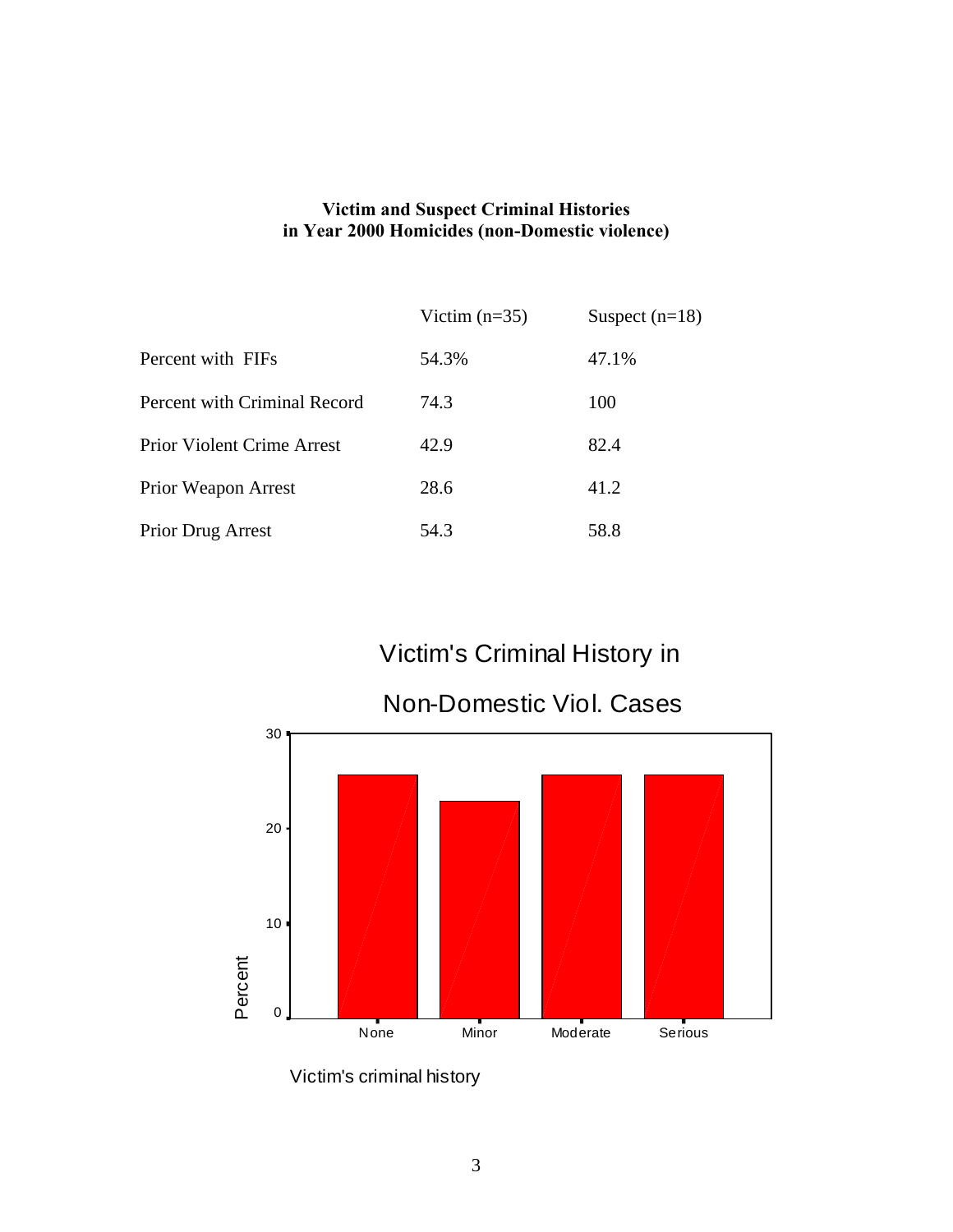**Victim and Suspect Criminal Histories in Year 2000 Homicides (non-Domestic violence)**

| | Victim (n=35) | Suspect (n=18) |
|---|---|---|
| Percent with FIFs | 54.3% | 47.1% |
| Percent with Criminal Record | 74.3 | 100 |
| Prior Violent Crime Arrest | 42.9 | 82.4 |
| Prior Weapon Arrest | 28.6 | 41.2 |
| Prior Drug Arrest | 54.3 | 58.8 |

Victim's Criminal History in Non-Domestic Viol. Cases

Percent

30
20
10
0

None Minor Moderate Serious

Victim's criminal history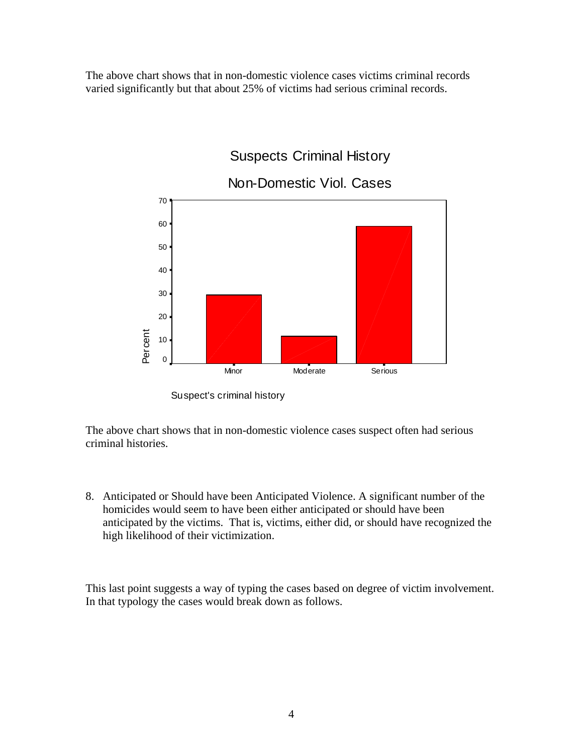The above chart shows that in non-domestic violence cases victims criminal records varied significantly but that about 25% of victims had serious criminal records.

Suspects Criminal History

Non-Domestic Viol. Cases

Suspect's criminal history

The above chart shows that in non-domestic violence cases suspect often had serious criminal histories.

8. Anticipated or Should have been Anticipated Violence. A significant number of the homicides would seem to have been either anticipated or should have been anticipated by the victims. That is, victims, either did, or should have recognized the high likelihood of their victimization.

This last point suggests a way of typing the cases based on degree of victim involvement. In that typology the cases would break down as follows.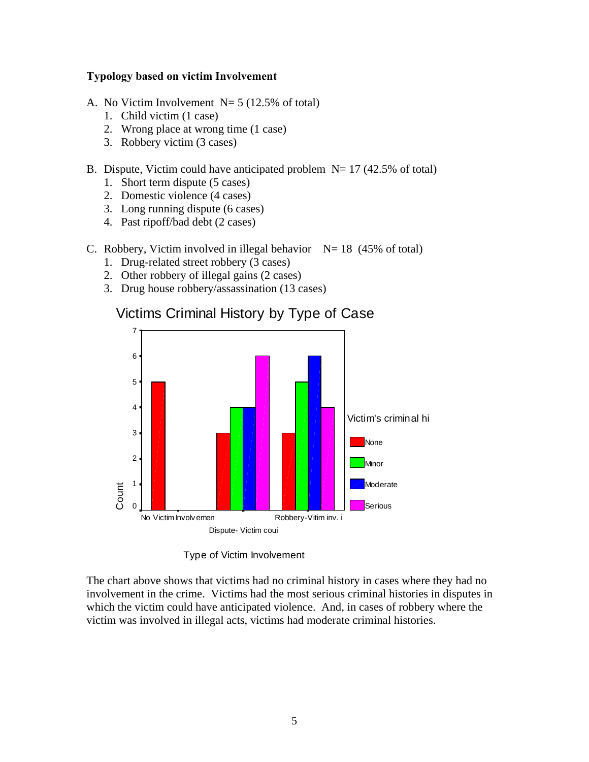**Typology based on victim Involvement**

A. No Victim Involvement N= 5 (12.5% of total)
   1. Child victim (1 case)
   2. Wrong place at wrong time (1 case)
   3. Robbery victim (3 cases)

B. Dispute, Victim could have anticipated problem N= 17 (42.5% of total)
   1. Short term dispute (5 cases)
   2. Domestic violence (4 cases)
   3. Long running dispute (6 cases)
   4. Past ripoff/bad debt (2 cases)

C. Robbery, Victim involved in illegal behavior N= 18 (45% of total)
   1. Drug-related street robbery (3 cases)
   2. Other robbery of illegal gains (2 cases)
   3. Drug house robbery/assassination (13 cases)

## Victims Criminal History by Type of Case

| Type of Victim Involvement | None | Minor | Moderate | Serious |
|---|---|---|---|---|
| No Victim Involvemen | 5 | 0 | 0 | 0 |
| Dispute- Victim coui | 3 | 4 | 4 | 6 |
| Robbery-Vitim inv. i | 3 | 5 | 6 | 4 |

Count (y-axis); Victim's criminal hi (legend); Type of Victim Involvement (x-axis)

The chart above shows that victims had no criminal history in cases where they had no involvement in the crime. Victims had the most serious criminal histories in disputes in which the victim could have anticipated violence. And, in cases of robbery where the victim was involved in illegal acts, victims had moderate criminal histories.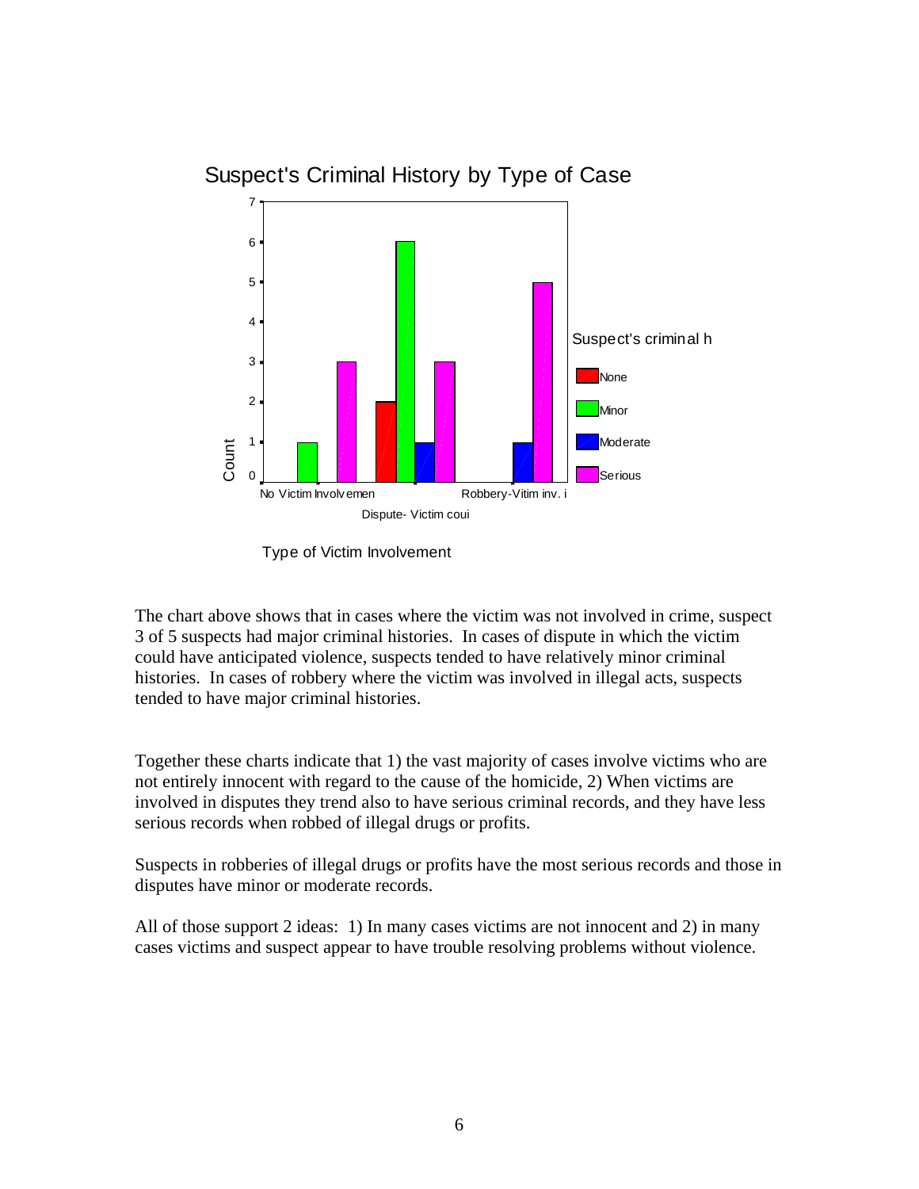Suspect's Criminal History by Type of Case

| Type of Victim Involvement | None | Minor | Moderate | Serious |
|---|---|---|---|---|
| No Victim Involvemen | 0 | 1 | 0 | 3 |
| Dispute- Victim coui | 2 | 6 | 1 | 3 |
| Robbery-Vitim inv. i | 0 | 0 | 1 | 5 |

The chart above shows that in cases where the victim was not involved in crime, suspect 3 of 5 suspects had major criminal histories. In cases of dispute in which the victim could have anticipated violence, suspects tended to have relatively minor criminal histories. In cases of robbery where the victim was involved in illegal acts, suspects tended to have major criminal histories.

Together these charts indicate that 1) the vast majority of cases involve victims who are not entirely innocent with regard to the cause of the homicide, 2) When victims are involved in disputes they trend also to have serious criminal records, and they have less serious records when robbed of illegal drugs or profits.

Suspects in robberies of illegal drugs or profits have the most serious records and those in disputes have minor or moderate records.

All of those support 2 ideas: 1) In many cases victims are not innocent and 2) in many cases victims and suspect appear to have trouble resolving problems without violence.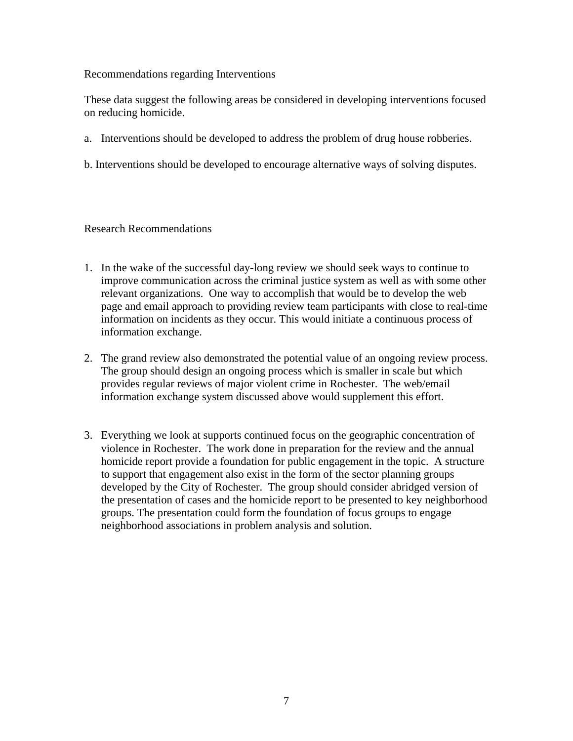## Recommendations regarding Interventions

These data suggest the following areas be considered in developing interventions focused on reducing homicide.

a. Interventions should be developed to address the problem of drug house robberies.

b. Interventions should be developed to encourage alternative ways of solving disputes.

## Research Recommendations

1. In the wake of the successful day-long review we should seek ways to continue to improve communication across the criminal justice system as well as with some other relevant organizations. One way to accomplish that would be to develop the web page and email approach to providing review team participants with close to real-time information on incidents as they occur. This would initiate a continuous process of information exchange.

2. The grand review also demonstrated the potential value of an ongoing review process. The group should design an ongoing process which is smaller in scale but which provides regular reviews of major violent crime in Rochester. The web/email information exchange system discussed above would supplement this effort.

3. Everything we look at supports continued focus on the geographic concentration of violence in Rochester. The work done in preparation for the review and the annual homicide report provide a foundation for public engagement in the topic. A structure to support that engagement also exist in the form of the sector planning groups developed by the City of Rochester. The group should consider abridged version of the presentation of cases and the homicide report to be presented to key neighborhood groups. The presentation could form the foundation of focus groups to engage neighborhood associations in problem analysis and solution.